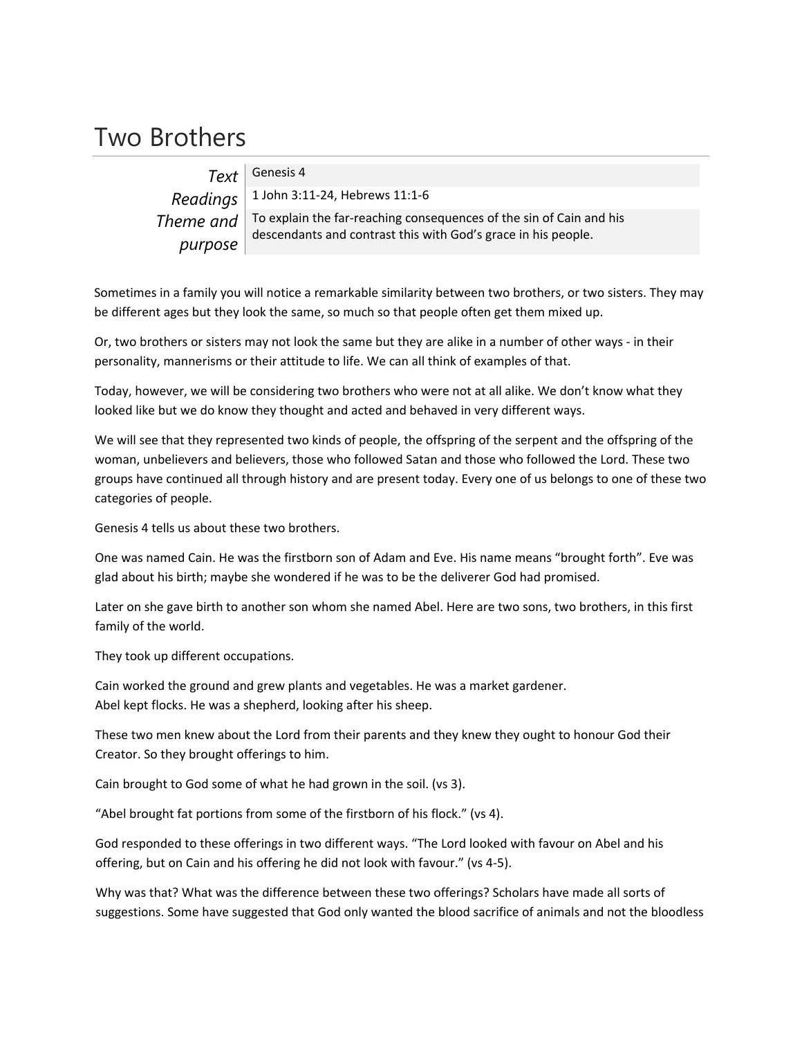# Two Brothers

| | |
|---|---|
| *Text* | Genesis 4 |
| *Readings* | 1 John 3:11-24, Hebrews 11:1-6 |
| *Theme and purpose* | To explain the far-reaching consequences of the sin of Cain and his descendants and contrast this with God's grace in his people. |

Sometimes in a family you will notice a remarkable similarity between two brothers, or two sisters. They may be different ages but they look the same, so much so that people often get them mixed up.

Or, two brothers or sisters may not look the same but they are alike in a number of other ways - in their personality, mannerisms or their attitude to life. We can all think of examples of that.

Today, however, we will be considering two brothers who were not at all alike. We don't know what they looked like but we do know they thought and acted and behaved in very different ways.

We will see that they represented two kinds of people, the offspring of the serpent and the offspring of the woman, unbelievers and believers, those who followed Satan and those who followed the Lord. These two groups have continued all through history and are present today. Every one of us belongs to one of these two categories of people.

Genesis 4 tells us about these two brothers.

One was named Cain. He was the firstborn son of Adam and Eve. His name means "brought forth". Eve was glad about his birth; maybe she wondered if he was to be the deliverer God had promised.

Later on she gave birth to another son whom she named Abel. Here are two sons, two brothers, in this first family of the world.

They took up different occupations.

Cain worked the ground and grew plants and vegetables. He was a market gardener.
Abel kept flocks. He was a shepherd, looking after his sheep.

These two men knew about the Lord from their parents and they knew they ought to honour God their Creator. So they brought offerings to him.

Cain brought to God some of what he had grown in the soil. (vs 3).

"Abel brought fat portions from some of the firstborn of his flock." (vs 4).

God responded to these offerings in two different ways. "The Lord looked with favour on Abel and his offering, but on Cain and his offering he did not look with favour." (vs 4-5).

Why was that? What was the difference between these two offerings? Scholars have made all sorts of suggestions. Some have suggested that God only wanted the blood sacrifice of animals and not the bloodless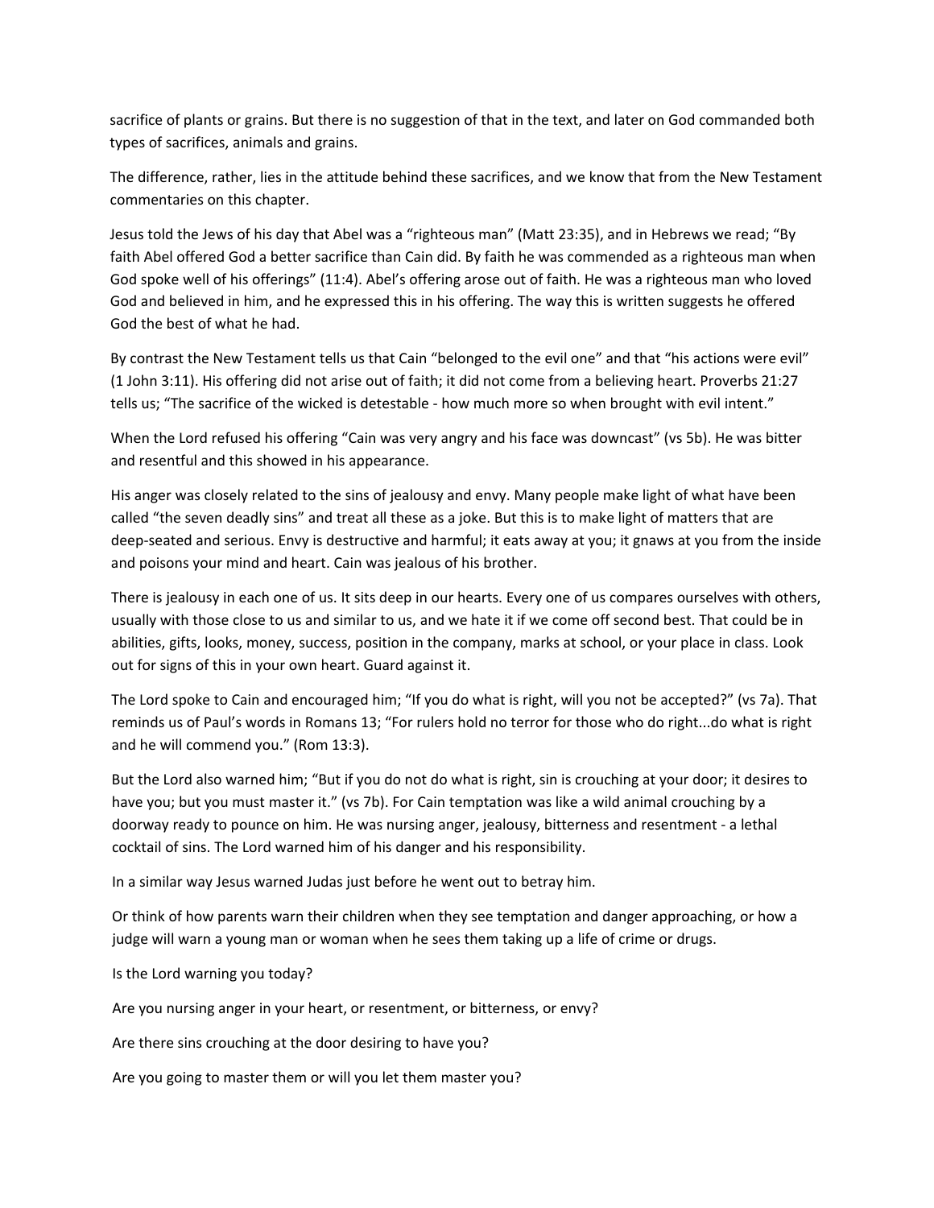sacrifice of plants or grains. But there is no suggestion of that in the text, and later on God commanded both types of sacrifices, animals and grains.

The difference, rather, lies in the attitude behind these sacrifices, and we know that from the New Testament commentaries on this chapter.

Jesus told the Jews of his day that Abel was a “righteous man” (Matt 23:35), and in Hebrews we read; “By faith Abel offered God a better sacrifice than Cain did. By faith he was commended as a righteous man when God spoke well of his offerings” (11:4). Abel’s offering arose out of faith. He was a righteous man who loved God and believed in him, and he expressed this in his offering. The way this is written suggests he offered God the best of what he had.

By contrast the New Testament tells us that Cain “belonged to the evil one” and that “his actions were evil” (1 John 3:11). His offering did not arise out of faith; it did not come from a believing heart. Proverbs 21:27 tells us; “The sacrifice of the wicked is detestable - how much more so when brought with evil intent.”

When the Lord refused his offering “Cain was very angry and his face was downcast” (vs 5b). He was bitter and resentful and this showed in his appearance.

His anger was closely related to the sins of jealousy and envy. Many people make light of what have been called “the seven deadly sins” and treat all these as a joke. But this is to make light of matters that are deep-seated and serious. Envy is destructive and harmful; it eats away at you; it gnaws at you from the inside and poisons your mind and heart. Cain was jealous of his brother.

There is jealousy in each one of us. It sits deep in our hearts. Every one of us compares ourselves with others, usually with those close to us and similar to us, and we hate it if we come off second best. That could be in abilities, gifts, looks, money, success, position in the company, marks at school, or your place in class. Look out for signs of this in your own heart. Guard against it.

The Lord spoke to Cain and encouraged him; “If you do what is right, will you not be accepted?” (vs 7a). That reminds us of Paul’s words in Romans 13; “For rulers hold no terror for those who do right...do what is right and he will commend you.” (Rom 13:3).

But the Lord also warned him; “But if you do not do what is right, sin is crouching at your door; it desires to have you; but you must master it.” (vs 7b). For Cain temptation was like a wild animal crouching by a doorway ready to pounce on him. He was nursing anger, jealousy, bitterness and resentment - a lethal cocktail of sins. The Lord warned him of his danger and his responsibility.

In a similar way Jesus warned Judas just before he went out to betray him.

Or think of how parents warn their children when they see temptation and danger approaching, or how a judge will warn a young man or woman when he sees them taking up a life of crime or drugs.

Is the Lord warning you today?

Are you nursing anger in your heart, or resentment, or bitterness, or envy?

Are there sins crouching at the door desiring to have you?

Are you going to master them or will you let them master you?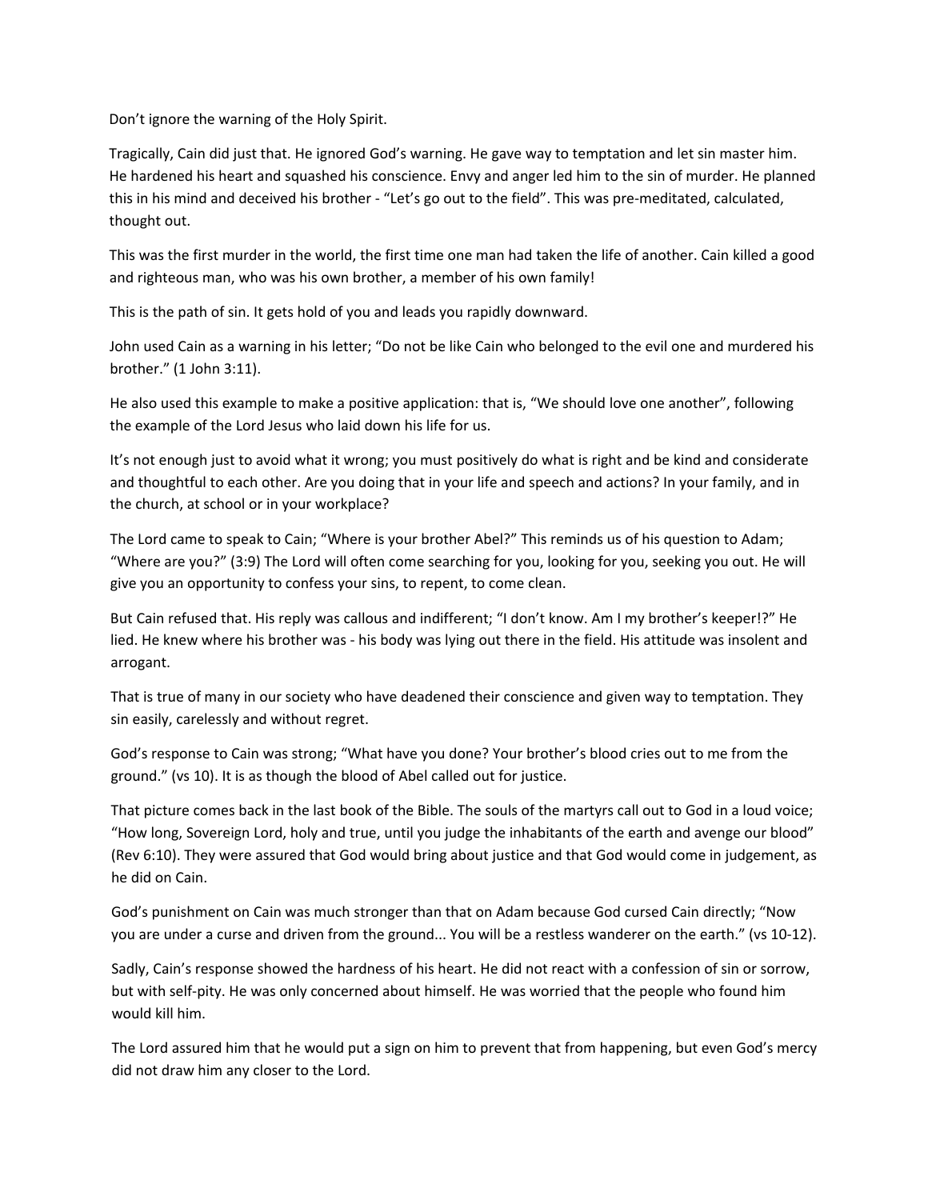Don’t ignore the warning of the Holy Spirit.

Tragically, Cain did just that. He ignored God’s warning. He gave way to temptation and let sin master him. He hardened his heart and squashed his conscience. Envy and anger led him to the sin of murder. He planned this in his mind and deceived his brother - “Let’s go out to the field”. This was pre-meditated, calculated, thought out.

This was the first murder in the world, the first time one man had taken the life of another. Cain killed a good and righteous man, who was his own brother, a member of his own family!

This is the path of sin. It gets hold of you and leads you rapidly downward.

John used Cain as a warning in his letter; “Do not be like Cain who belonged to the evil one and murdered his brother.” (1 John 3:11).

He also used this example to make a positive application: that is, “We should love one another”, following the example of the Lord Jesus who laid down his life for us.

It’s not enough just to avoid what it wrong; you must positively do what is right and be kind and considerate and thoughtful to each other. Are you doing that in your life and speech and actions? In your family, and in the church, at school or in your workplace?

The Lord came to speak to Cain; “Where is your brother Abel?” This reminds us of his question to Adam; “Where are you?” (3:9) The Lord will often come searching for you, looking for you, seeking you out. He will give you an opportunity to confess your sins, to repent, to come clean.

But Cain refused that. His reply was callous and indifferent; “I don’t know. Am I my brother’s keeper!?” He lied. He knew where his brother was - his body was lying out there in the field. His attitude was insolent and arrogant.

That is true of many in our society who have deadened their conscience and given way to temptation. They sin easily, carelessly and without regret.

God’s response to Cain was strong; “What have you done? Your brother’s blood cries out to me from the ground.” (vs 10). It is as though the blood of Abel called out for justice.

That picture comes back in the last book of the Bible. The souls of the martyrs call out to God in a loud voice; “How long, Sovereign Lord, holy and true, until you judge the inhabitants of the earth and avenge our blood” (Rev 6:10). They were assured that God would bring about justice and that God would come in judgement, as he did on Cain.

God’s punishment on Cain was much stronger than that on Adam because God cursed Cain directly; “Now you are under a curse and driven from the ground... You will be a restless wanderer on the earth.” (vs 10-12).

Sadly, Cain’s response showed the hardness of his heart. He did not react with a confession of sin or sorrow, but with self-pity. He was only concerned about himself. He was worried that the people who found him would kill him.

The Lord assured him that he would put a sign on him to prevent that from happening, but even God’s mercy did not draw him any closer to the Lord.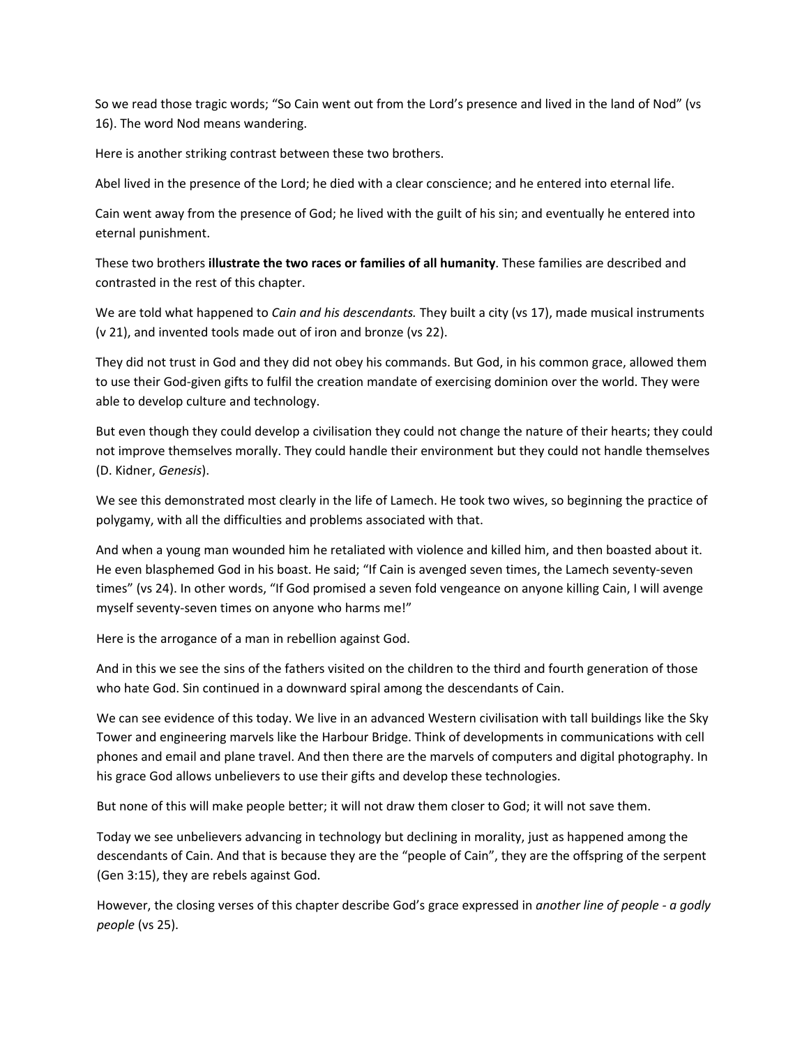So we read those tragic words; "So Cain went out from the Lord's presence and lived in the land of Nod" (vs 16). The word Nod means wandering.

Here is another striking contrast between these two brothers.

Abel lived in the presence of the Lord; he died with a clear conscience; and he entered into eternal life.

Cain went away from the presence of God; he lived with the guilt of his sin; and eventually he entered into eternal punishment.

These two brothers **illustrate the two races or families of all humanity**. These families are described and contrasted in the rest of this chapter.

We are told what happened to *Cain and his descendants.* They built a city (vs 17), made musical instruments (v 21), and invented tools made out of iron and bronze (vs 22).

They did not trust in God and they did not obey his commands. But God, in his common grace, allowed them to use their God-given gifts to fulfil the creation mandate of exercising dominion over the world. They were able to develop culture and technology.

But even though they could develop a civilisation they could not change the nature of their hearts; they could not improve themselves morally. They could handle their environment but they could not handle themselves (D. Kidner, *Genesis*).

We see this demonstrated most clearly in the life of Lamech. He took two wives, so beginning the practice of polygamy, with all the difficulties and problems associated with that.

And when a young man wounded him he retaliated with violence and killed him, and then boasted about it. He even blasphemed God in his boast. He said; "If Cain is avenged seven times, the Lamech seventy-seven times" (vs 24). In other words, "If God promised a seven fold vengeance on anyone killing Cain, I will avenge myself seventy-seven times on anyone who harms me!"

Here is the arrogance of a man in rebellion against God.

And in this we see the sins of the fathers visited on the children to the third and fourth generation of those who hate God. Sin continued in a downward spiral among the descendants of Cain.

We can see evidence of this today. We live in an advanced Western civilisation with tall buildings like the Sky Tower and engineering marvels like the Harbour Bridge. Think of developments in communications with cell phones and email and plane travel. And then there are the marvels of computers and digital photography. In his grace God allows unbelievers to use their gifts and develop these technologies.

But none of this will make people better; it will not draw them closer to God; it will not save them.

Today we see unbelievers advancing in technology but declining in morality, just as happened among the descendants of Cain. And that is because they are the "people of Cain", they are the offspring of the serpent (Gen 3:15), they are rebels against God.

However, the closing verses of this chapter describe God's grace expressed in *another line of people - a godly people* (vs 25).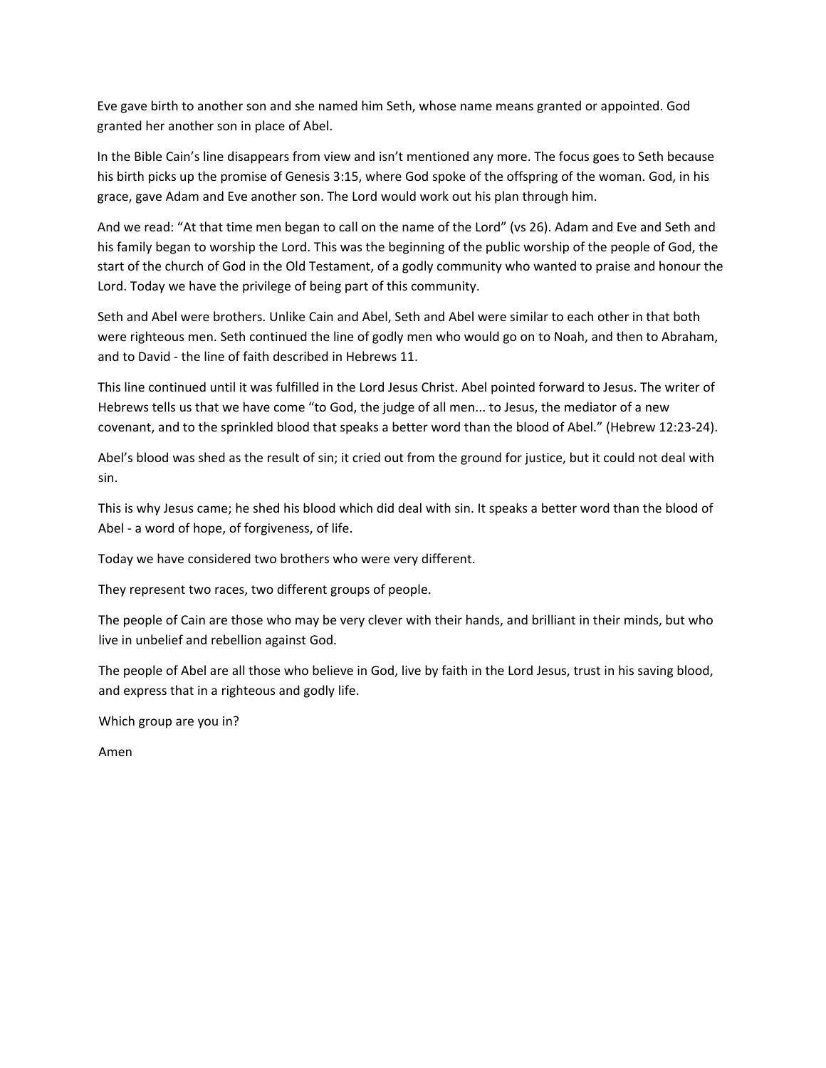Eve gave birth to another son and she named him Seth, whose name means granted or appointed. God granted her another son in place of Abel.

In the Bible Cain's line disappears from view and isn't mentioned any more. The focus goes to Seth because his birth picks up the promise of Genesis 3:15, where God spoke of the offspring of the woman. God, in his grace, gave Adam and Eve another son. The Lord would work out his plan through him.

And we read: "At that time men began to call on the name of the Lord" (vs 26). Adam and Eve and Seth and his family began to worship the Lord. This was the beginning of the public worship of the people of God, the start of the church of God in the Old Testament, of a godly community who wanted to praise and honour the Lord. Today we have the privilege of being part of this community.

Seth and Abel were brothers. Unlike Cain and Abel, Seth and Abel were similar to each other in that both were righteous men. Seth continued the line of godly men who would go on to Noah, and then to Abraham, and to David - the line of faith described in Hebrews 11.

This line continued until it was fulfilled in the Lord Jesus Christ. Abel pointed forward to Jesus. The writer of Hebrews tells us that we have come "to God, the judge of all men... to Jesus, the mediator of a new covenant, and to the sprinkled blood that speaks a better word than the blood of Abel." (Hebrew 12:23-24).

Abel's blood was shed as the result of sin; it cried out from the ground for justice, but it could not deal with sin.

This is why Jesus came; he shed his blood which did deal with sin. It speaks a better word than the blood of Abel - a word of hope, of forgiveness, of life.

Today we have considered two brothers who were very different.

They represent two races, two different groups of people.

The people of Cain are those who may be very clever with their hands, and brilliant in their minds, but who live in unbelief and rebellion against God.

The people of Abel are all those who believe in God, live by faith in the Lord Jesus, trust in his saving blood, and express that in a righteous and godly life.

Which group are you in?

Amen